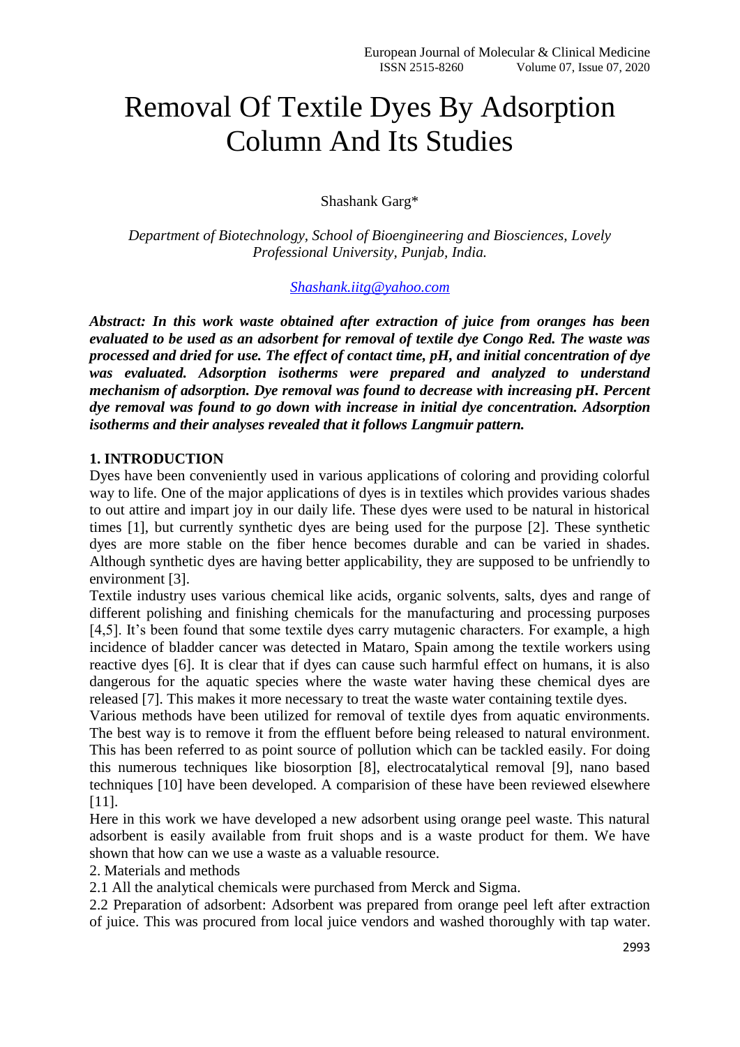# Removal Of Textile Dyes By Adsorption Column And Its Studies

Shashank Garg*

*Department of Biotechnology, School of Bioengineering and Biosciences, Lovely Professional University, Punjab, India.*

*Shashank.iitg@yahoo.com*

***Abstract: In this work waste obtained after extraction of juice from oranges has been evaluated to be used as an adsorbent for removal of textile dye Congo Red. The waste was processed and dried for use. The effect of contact time, pH, and initial concentration of dye was evaluated. Adsorption isotherms were prepared and analyzed to understand mechanism of adsorption. Dye removal was found to decrease with increasing pH. Percent dye removal was found to go down with increase in initial dye concentration. Adsorption isotherms and their analyses revealed that it follows Langmuir pattern.***

## 1. INTRODUCTION

Dyes have been conveniently used in various applications of coloring and providing colorful way to life. One of the major applications of dyes is in textiles which provides various shades to out attire and impart joy in our daily life. These dyes were used to be natural in historical times [1], but currently synthetic dyes are being used for the purpose [2]. These synthetic dyes are more stable on the fiber hence becomes durable and can be varied in shades. Although synthetic dyes are having better applicability, they are supposed to be unfriendly to environment [3].

Textile industry uses various chemical like acids, organic solvents, salts, dyes and range of different polishing and finishing chemicals for the manufacturing and processing purposes [4,5]. It's been found that some textile dyes carry mutagenic characters. For example, a high incidence of bladder cancer was detected in Mataro, Spain among the textile workers using reactive dyes [6]. It is clear that if dyes can cause such harmful effect on humans, it is also dangerous for the aquatic species where the waste water having these chemical dyes are released [7]. This makes it more necessary to treat the waste water containing textile dyes.

Various methods have been utilized for removal of textile dyes from aquatic environments. The best way is to remove it from the effluent before being released to natural environment. This has been referred to as point source of pollution which can be tackled easily. For doing this numerous techniques like biosorption [8], electrocatalytical removal [9], nano based techniques [10] have been developed. A comparision of these have been reviewed elsewhere [11].

Here in this work we have developed a new adsorbent using orange peel waste. This natural adsorbent is easily available from fruit shops and is a waste product for them. We have shown that how can we use a waste as a valuable resource.

2. Materials and methods

2.1 All the analytical chemicals were purchased from Merck and Sigma.

2.2 Preparation of adsorbent: Adsorbent was prepared from orange peel left after extraction of juice. This was procured from local juice vendors and washed thoroughly with tap water.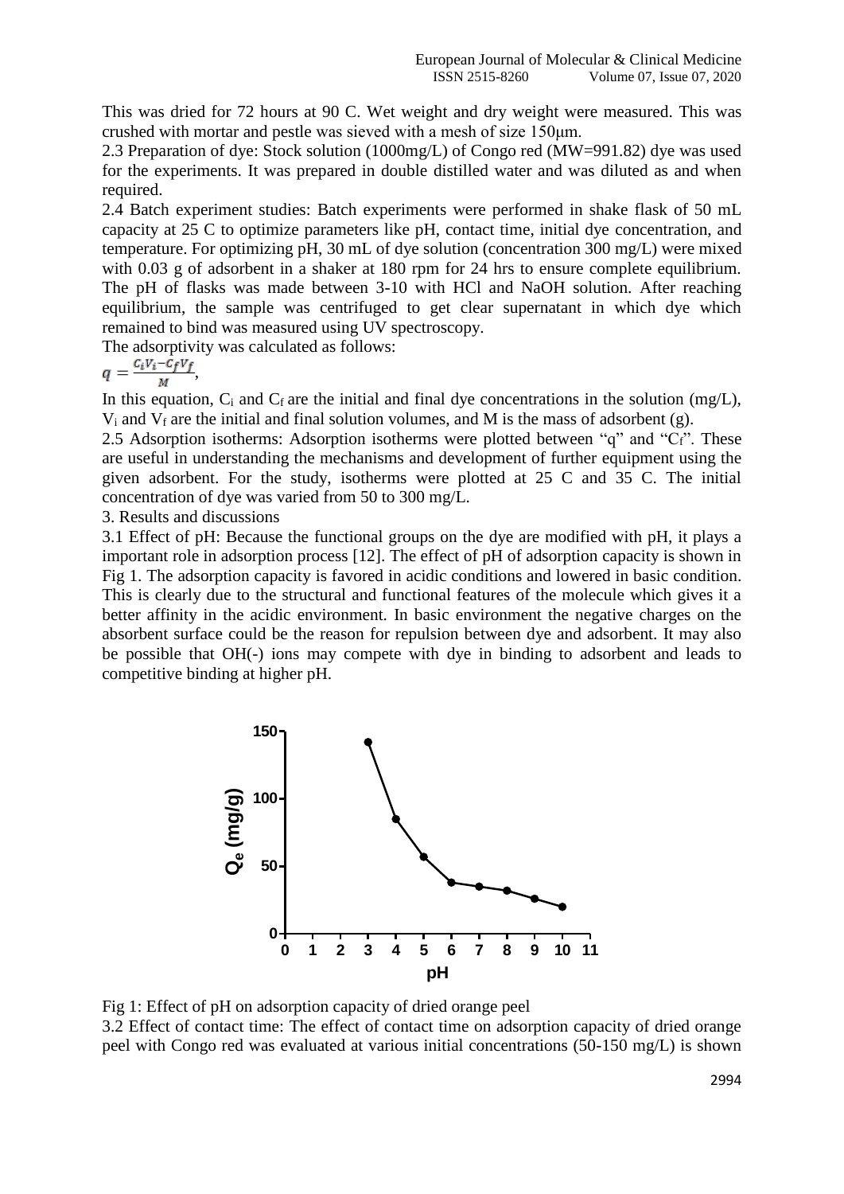This was dried for 72 hours at 90 C. Wet weight and dry weight were measured. This was crushed with mortar and pestle was sieved with a mesh of size 150μm.

2.3 Preparation of dye: Stock solution (1000mg/L) of Congo red (MW=991.82) dye was used for the experiments. It was prepared in double distilled water and was diluted as and when required.

2.4 Batch experiment studies: Batch experiments were performed in shake flask of 50 mL capacity at 25 C to optimize parameters like pH, contact time, initial dye concentration, and temperature. For optimizing pH, 30 mL of dye solution (concentration 300 mg/L) were mixed with 0.03 g of adsorbent in a shaker at 180 rpm for 24 hrs to ensure complete equilibrium. The pH of flasks was made between 3-10 with HCl and NaOH solution. After reaching equilibrium, the sample was centrifuged to get clear supernatant in which dye which remained to bind was measured using UV spectroscopy.

The adsorptivity was calculated as follows:

$$q = \frac{C_i V_i - C_f V_f}{M},$$

In this equation, $C_i$ and $C_f$ are the initial and final dye concentrations in the solution (mg/L), $V_i$ and $V_f$ are the initial and final solution volumes, and M is the mass of adsorbent (g).

2.5 Adsorption isotherms: Adsorption isotherms were plotted between "q" and "$C_f$". These are useful in understanding the mechanisms and development of further equipment using the given adsorbent. For the study, isotherms were plotted at 25 C and 35 C. The initial concentration of dye was varied from 50 to 300 mg/L.

3. Results and discussions

3.1 Effect of pH: Because the functional groups on the dye are modified with pH, it plays a important role in adsorption process [12]. The effect of pH of adsorption capacity is shown in Fig 1. The adsorption capacity is favored in acidic conditions and lowered in basic condition. This is clearly due to the structural and functional features of the molecule which gives it a better affinity in the acidic environment. In basic environment the negative charges on the absorbent surface could be the reason for repulsion between dye and adsorbent. It may also be possible that OH(-) ions may compete with dye in binding to adsorbent and leads to competitive binding at higher pH.

Fig 1: Effect of pH on adsorption capacity of dried orange peel

3.2 Effect of contact time: The effect of contact time on adsorption capacity of dried orange peel with Congo red was evaluated at various initial concentrations (50-150 mg/L) is shown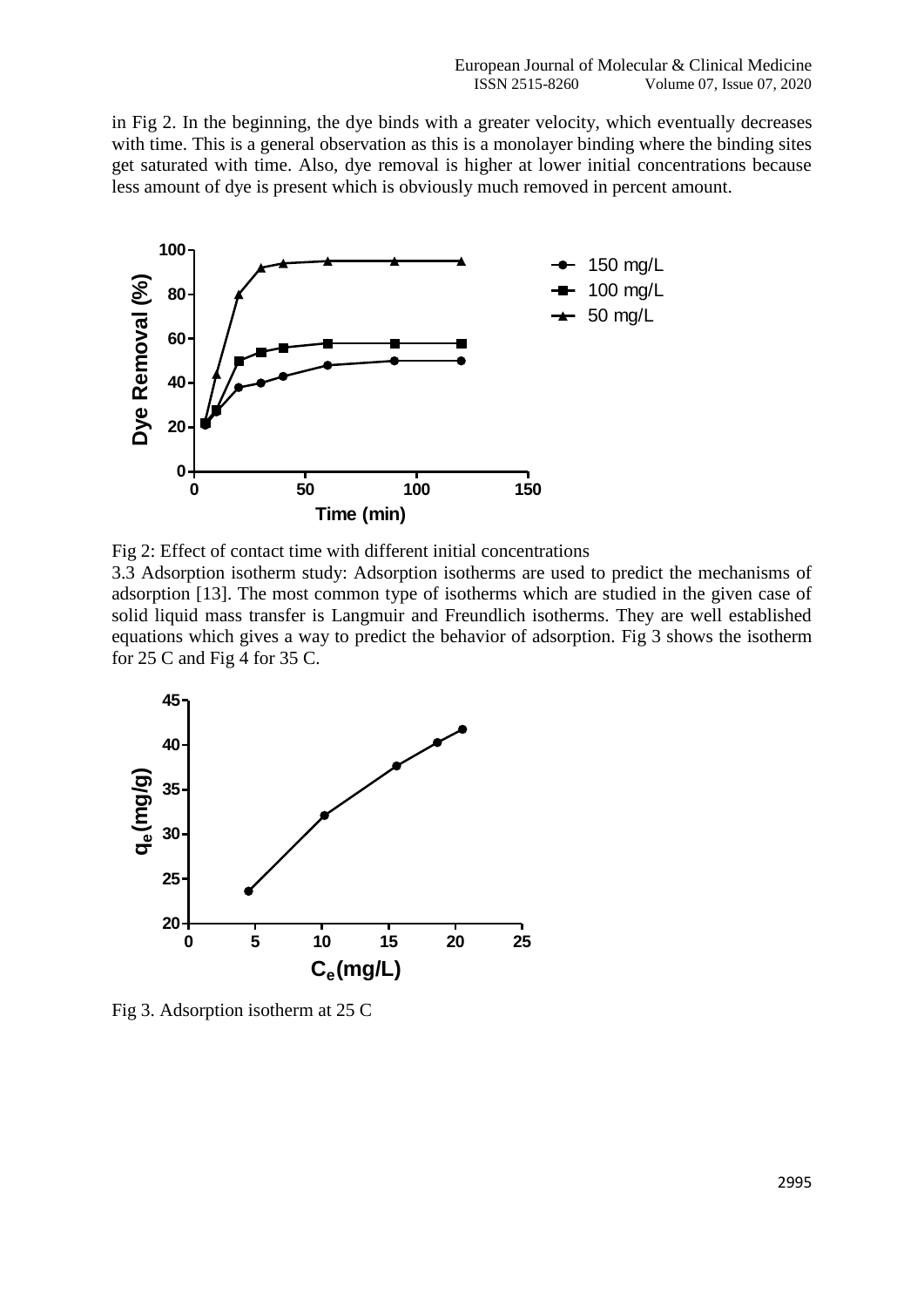in Fig 2. In the beginning, the dye binds with a greater velocity, which eventually decreases with time. This is a general observation as this is a monolayer binding where the binding sites get saturated with time. Also, dye removal is higher at lower initial concentrations because less amount of dye is present which is obviously much removed in percent amount.

Fig 2: Effect of contact time with different initial concentrations

3.3 Adsorption isotherm study: Adsorption isotherms are used to predict the mechanisms of adsorption [13]. The most common type of isotherms which are studied in the given case of solid liquid mass transfer is Langmuir and Freundlich isotherms. They are well established equations which gives a way to predict the behavior of adsorption. Fig 3 shows the isotherm for 25 C and Fig 4 for 35 C.

Fig 3. Adsorption isotherm at 25 C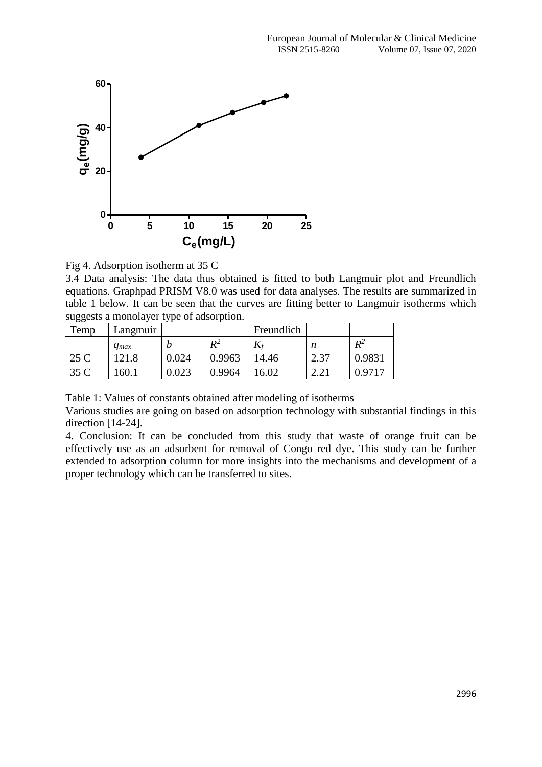Fig 4. Adsorption isotherm at 35 C

3.4 Data analysis: The data thus obtained is fitted to both Langmuir plot and Freundlich equations. Graphpad PRISM V8.0 was used for data analyses. The results are summarized in table 1 below. It can be seen that the curves are fitting better to Langmuir isotherms which suggests a monolayer type of adsorption.

| Temp | Langmuir | | | Freundlich | | |
|---|---|---|---|---|---|---|
| | $q_{max}$ | $b$ | $R^2$ | $K_f$ | $n$ | $R^2$ |
| 25 C | 121.8 | 0.024 | 0.9963 | 14.46 | 2.37 | 0.9831 |
| 35 C | 160.1 | 0.023 | 0.9964 | 16.02 | 2.21 | 0.9717 |

Table 1: Values of constants obtained after modeling of isotherms

Various studies are going on based on adsorption technology with substantial findings in this direction [14-24].

4. Conclusion: It can be concluded from this study that waste of orange fruit can be effectively use as an adsorbent for removal of Congo red dye. This study can be further extended to adsorption column for more insights into the mechanisms and development of a proper technology which can be transferred to sites.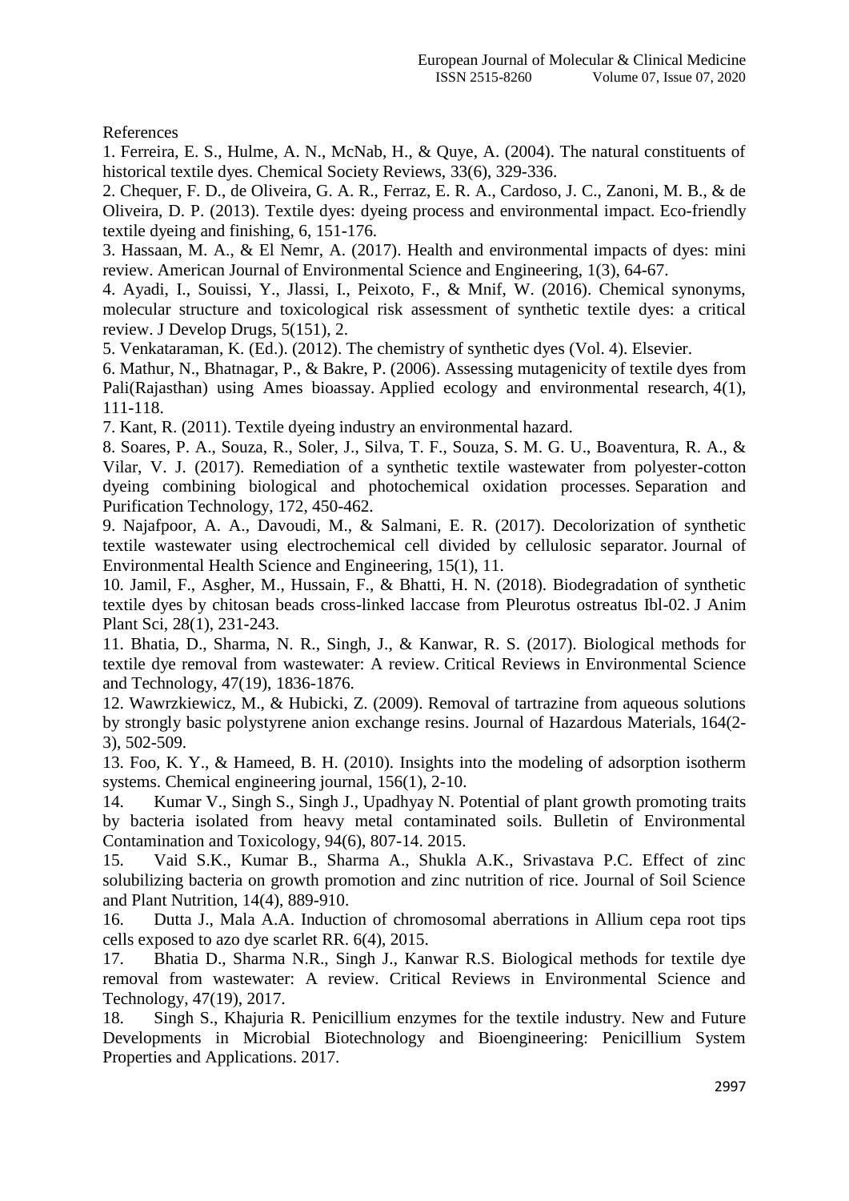References

1. Ferreira, E. S., Hulme, A. N., McNab, H., & Quye, A. (2004). The natural constituents of historical textile dyes. Chemical Society Reviews, 33(6), 329-336.
2. Chequer, F. D., de Oliveira, G. A. R., Ferraz, E. R. A., Cardoso, J. C., Zanoni, M. B., & de Oliveira, D. P. (2013). Textile dyes: dyeing process and environmental impact. Eco-friendly textile dyeing and finishing, 6, 151-176.
3. Hassaan, M. A., & El Nemr, A. (2017). Health and environmental impacts of dyes: mini review. American Journal of Environmental Science and Engineering, 1(3), 64-67.
4. Ayadi, I., Souissi, Y., Jlassi, I., Peixoto, F., & Mnif, W. (2016). Chemical synonyms, molecular structure and toxicological risk assessment of synthetic textile dyes: a critical review. J Develop Drugs, 5(151), 2.
5. Venkataraman, K. (Ed.). (2012). The chemistry of synthetic dyes (Vol. 4). Elsevier.
6. Mathur, N., Bhatnagar, P., & Bakre, P. (2006). Assessing mutagenicity of textile dyes from Pali(Rajasthan) using Ames bioassay. Applied ecology and environmental research, 4(1), 111-118.
7. Kant, R. (2011). Textile dyeing industry an environmental hazard.
8. Soares, P. A., Souza, R., Soler, J., Silva, T. F., Souza, S. M. G. U., Boaventura, R. A., & Vilar, V. J. (2017). Remediation of a synthetic textile wastewater from polyester-cotton dyeing combining biological and photochemical oxidation processes. Separation and Purification Technology, 172, 450-462.
9. Najafpoor, A. A., Davoudi, M., & Salmani, E. R. (2017). Decolorization of synthetic textile wastewater using electrochemical cell divided by cellulosic separator. Journal of Environmental Health Science and Engineering, 15(1), 11.
10. Jamil, F., Asgher, M., Hussain, F., & Bhatti, H. N. (2018). Biodegradation of synthetic textile dyes by chitosan beads cross-linked laccase from Pleurotus ostreatus Ibl-02. J Anim Plant Sci, 28(1), 231-243.
11. Bhatia, D., Sharma, N. R., Singh, J., & Kanwar, R. S. (2017). Biological methods for textile dye removal from wastewater: A review. Critical Reviews in Environmental Science and Technology, 47(19), 1836-1876.
12. Wawrzkiewicz, M., & Hubicki, Z. (2009). Removal of tartrazine from aqueous solutions by strongly basic polystyrene anion exchange resins. Journal of Hazardous Materials, 164(2-3), 502-509.
13. Foo, K. Y., & Hameed, B. H. (2010). Insights into the modeling of adsorption isotherm systems. Chemical engineering journal, 156(1), 2-10.
14. Kumar V., Singh S., Singh J., Upadhyay N. Potential of plant growth promoting traits by bacteria isolated from heavy metal contaminated soils. Bulletin of Environmental Contamination and Toxicology, 94(6), 807-14. 2015.
15. Vaid S.K., Kumar B., Sharma A., Shukla A.K., Srivastava P.C. Effect of zinc solubilizing bacteria on growth promotion and zinc nutrition of rice. Journal of Soil Science and Plant Nutrition, 14(4), 889-910.
16. Dutta J., Mala A.A. Induction of chromosomal aberrations in Allium cepa root tips cells exposed to azo dye scarlet RR. 6(4), 2015.
17. Bhatia D., Sharma N.R., Singh J., Kanwar R.S. Biological methods for textile dye removal from wastewater: A review. Critical Reviews in Environmental Science and Technology, 47(19), 2017.
18. Singh S., Khajuria R. Penicillium enzymes for the textile industry. New and Future Developments in Microbial Biotechnology and Bioengineering: Penicillium System Properties and Applications. 2017.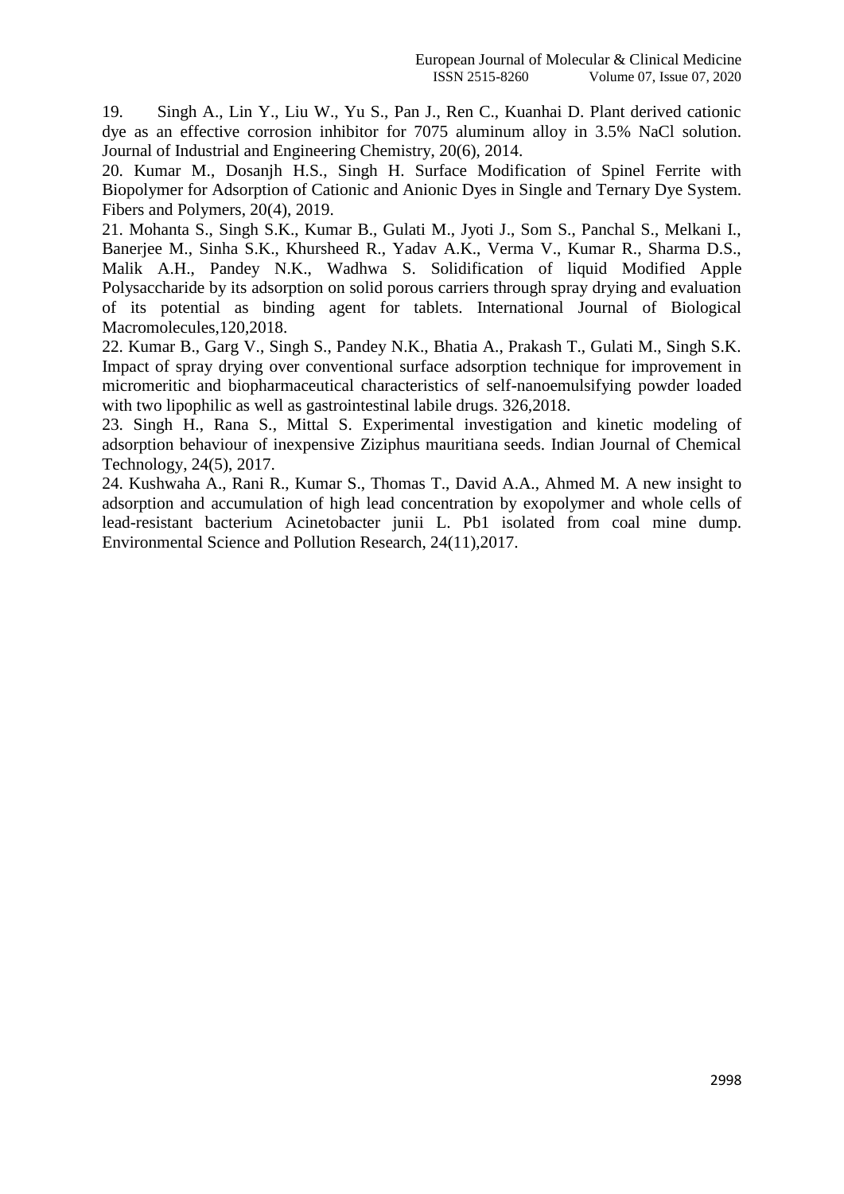19. Singh A., Lin Y., Liu W., Yu S., Pan J., Ren C., Kuanhai D. Plant derived cationic dye as an effective corrosion inhibitor for 7075 aluminum alloy in 3.5% NaCl solution. Journal of Industrial and Engineering Chemistry, 20(6), 2014.

20. Kumar M., Dosanjh H.S., Singh H. Surface Modification of Spinel Ferrite with Biopolymer for Adsorption of Cationic and Anionic Dyes in Single and Ternary Dye System. Fibers and Polymers, 20(4), 2019.

21. Mohanta S., Singh S.K., Kumar B., Gulati M., Jyoti J., Som S., Panchal S., Melkani I., Banerjee M., Sinha S.K., Khursheed R., Yadav A.K., Verma V., Kumar R., Sharma D.S., Malik A.H., Pandey N.K., Wadhwa S. Solidification of liquid Modified Apple Polysaccharide by its adsorption on solid porous carriers through spray drying and evaluation of its potential as binding agent for tablets. International Journal of Biological Macromolecules,120,2018.

22. Kumar B., Garg V., Singh S., Pandey N.K., Bhatia A., Prakash T., Gulati M., Singh S.K. Impact of spray drying over conventional surface adsorption technique for improvement in micromeritic and biopharmaceutical characteristics of self-nanoemulsifying powder loaded with two lipophilic as well as gastrointestinal labile drugs. 326,2018.

23. Singh H., Rana S., Mittal S. Experimental investigation and kinetic modeling of adsorption behaviour of inexpensive Ziziphus mauritiana seeds. Indian Journal of Chemical Technology, 24(5), 2017.

24. Kushwaha A., Rani R., Kumar S., Thomas T., David A.A., Ahmed M. A new insight to adsorption and accumulation of high lead concentration by exopolymer and whole cells of lead-resistant bacterium Acinetobacter junii L. Pb1 isolated from coal mine dump. Environmental Science and Pollution Research, 24(11),2017.